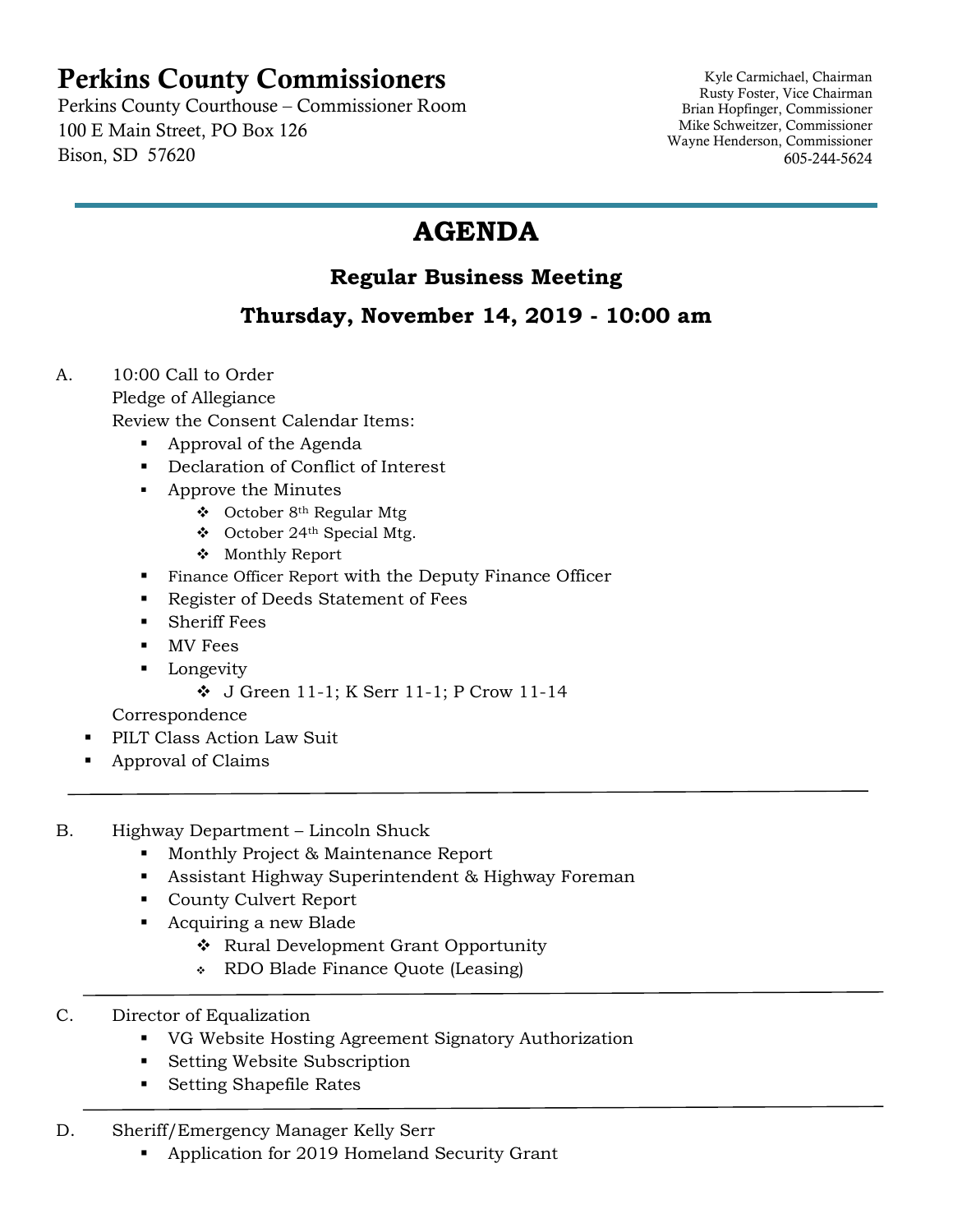# Perkins County Commissioners

Perkins County Courthouse – Commissioner Room
100 E Main Street, PO Box 126
Bison, SD 57620

Kyle Carmichael, Chairman
Rusty Foster, Vice Chairman
Brian Hopfinger, Commissioner
Mike Schweitzer, Commissioner
Wayne Henderson, Commissioner
605-244-5624

---

## AGENDA

### Regular Business Meeting

### Thursday, November 14, 2019 - 10:00 am

A. 10:00 Call to Order
Pledge of Allegiance
Review the Consent Calendar Items:
- Approval of the Agenda
- Declaration of Conflict of Interest
- Approve the Minutes
  - October 8th Regular Mtg
  - October 24th Special Mtg.
  - Monthly Report
- Finance Officer Report with the Deputy Finance Officer
- Register of Deeds Statement of Fees
- Sheriff Fees
- MV Fees
- Longevity
  - J Green 11-1; K Serr 11-1; P Crow 11-14

Correspondence
- PILT Class Action Law Suit
- Approval of Claims

---

B. Highway Department – Lincoln Shuck
- Monthly Project & Maintenance Report
- Assistant Highway Superintendent & Highway Foreman
- County Culvert Report
- Acquiring a new Blade
  - Rural Development Grant Opportunity
  - RDO Blade Finance Quote (Leasing)

---

C. Director of Equalization
- VG Website Hosting Agreement Signatory Authorization
- Setting Website Subscription
- Setting Shapefile Rates

---

D. Sheriff/Emergency Manager Kelly Serr
- Application for 2019 Homeland Security Grant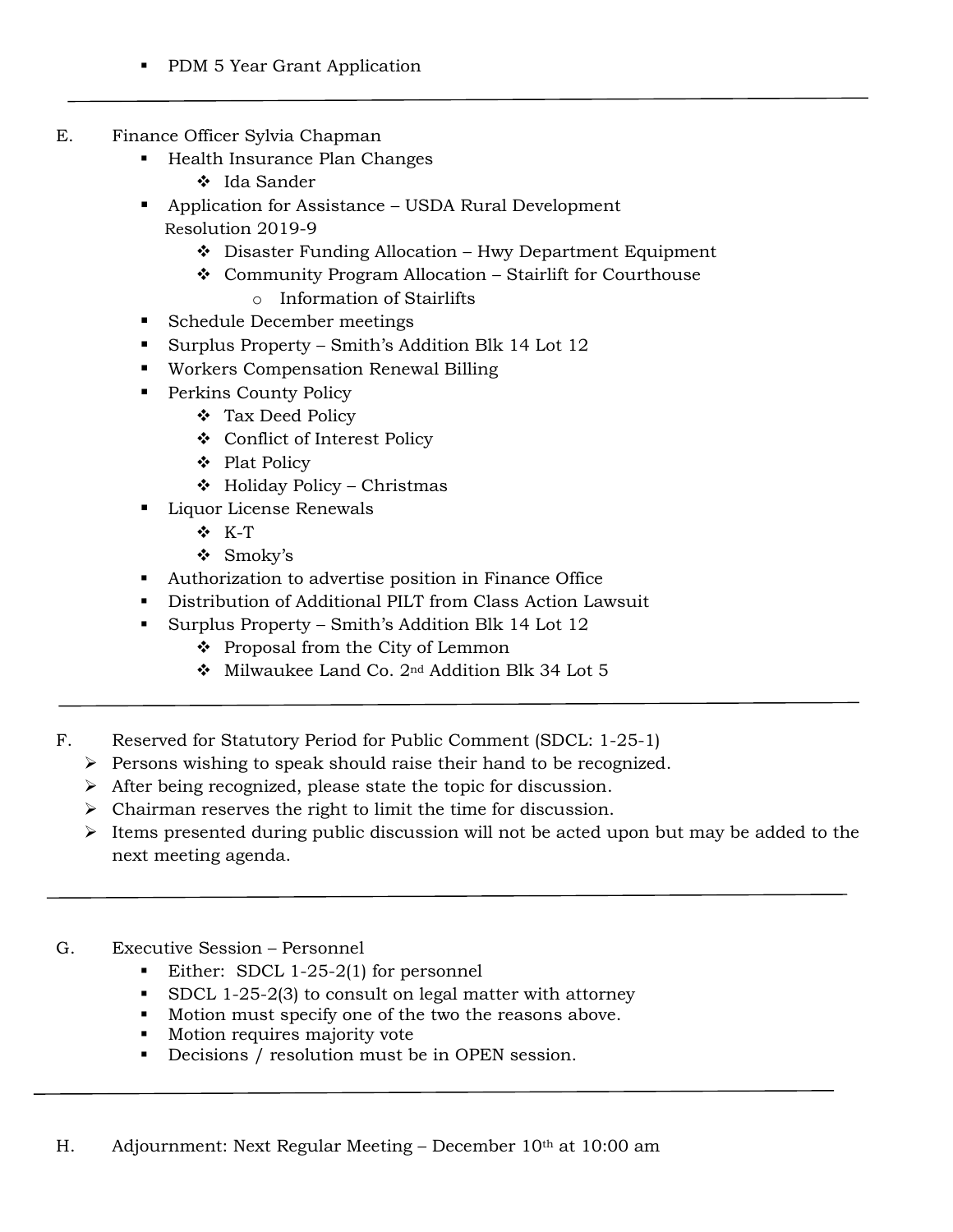- PDM 5 Year Grant Application

---

E. Finance Officer Sylvia Chapman
  - Health Insurance Plan Changes
    - Ida Sander
  - Application for Assistance – USDA Rural Development
    Resolution 2019-9
    - Disaster Funding Allocation – Hwy Department Equipment
    - Community Program Allocation – Stairlift for Courthouse
      - Information of Stairlifts
  - Schedule December meetings
  - Surplus Property – Smith's Addition Blk 14 Lot 12
  - Workers Compensation Renewal Billing
  - Perkins County Policy
    - Tax Deed Policy
    - Conflict of Interest Policy
    - Plat Policy
    - Holiday Policy – Christmas
  - Liquor License Renewals
    - K-T
    - Smoky's
  - Authorization to advertise position in Finance Office
  - Distribution of Additional PILT from Class Action Lawsuit
  - Surplus Property – Smith's Addition Blk 14 Lot 12
    - Proposal from the City of Lemmon
    - Milwaukee Land Co. 2nd Addition Blk 34 Lot 5

---

F. Reserved for Statutory Period for Public Comment (SDCL: 1-25-1)
  - Persons wishing to speak should raise their hand to be recognized.
  - After being recognized, please state the topic for discussion.
  - Chairman reserves the right to limit the time for discussion.
  - Items presented during public discussion will not be acted upon but may be added to the next meeting agenda.

---

G. Executive Session – Personnel
  - Either: SDCL 1-25-2(1) for personnel
  - SDCL 1-25-2(3) to consult on legal matter with attorney
  - Motion must specify one of the two the reasons above.
  - Motion requires majority vote
  - Decisions / resolution must be in OPEN session.

---

H. Adjournment: Next Regular Meeting – December 10th at 10:00 am